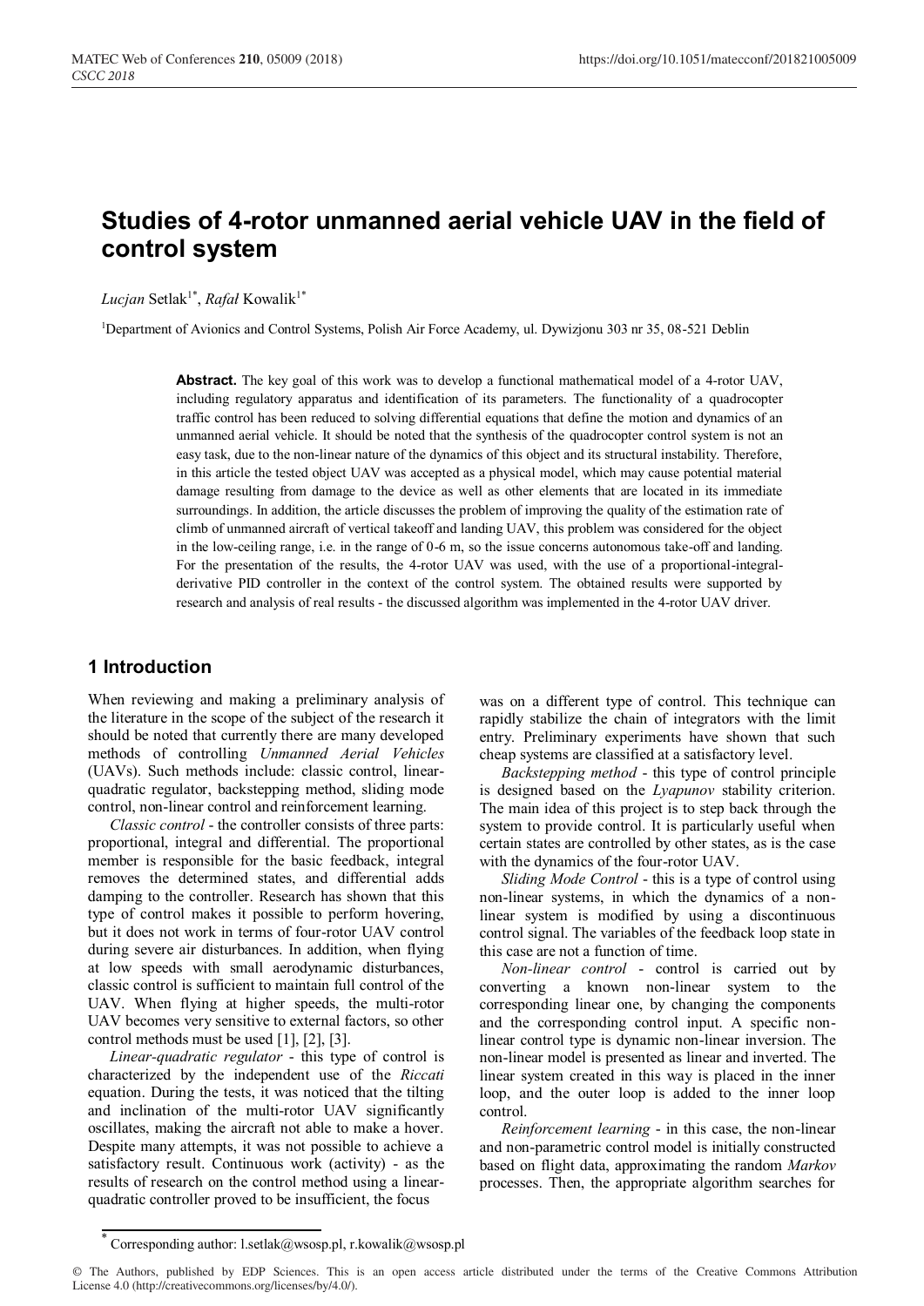# Studies of 4-rotor unmanned aerial vehicle UAV in the field of control system

*Lucjan* Setlak[1*], *Rafał* Kowalik[1*]

[1]Department of Avionics and Control Systems, Polish Air Force Academy, ul. Dywizjonu 303 nr 35, 08-521 Deblin

**Abstract.** The key goal of this work was to develop a functional mathematical model of a 4-rotor UAV, including regulatory apparatus and identification of its parameters. The functionality of a quadrocopter traffic control has been reduced to solving differential equations that define the motion and dynamics of an unmanned aerial vehicle. It should be noted that the synthesis of the quadrocopter control system is not an easy task, due to the non-linear nature of the dynamics of this object and its structural instability. Therefore, in this article the tested object UAV was accepted as a physical model, which may cause potential material damage resulting from damage to the device as well as other elements that are located in its immediate surroundings. In addition, the article discusses the problem of improving the quality of the estimation rate of climb of unmanned aircraft of vertical takeoff and landing UAV, this problem was considered for the object in the low-ceiling range, i.e. in the range of 0-6 m, so the issue concerns autonomous take-off and landing. For the presentation of the results, the 4-rotor UAV was used, with the use of a proportional-integral-derivative PID controller in the context of the control system. The obtained results were supported by research and analysis of real results - the discussed algorithm was implemented in the 4-rotor UAV driver.

## 1 Introduction

When reviewing and making a preliminary analysis of the literature in the scope of the subject of the research it should be noted that currently there are many developed methods of controlling *Unmanned Aerial Vehicles* (UAVs). Such methods include: classic control, linear-quadratic regulator, backstepping method, sliding mode control, non-linear control and reinforcement learning.

*Classic control* - the controller consists of three parts: proportional, integral and differential. The proportional member is responsible for the basic feedback, integral removes the determined states, and differential adds damping to the controller. Research has shown that this type of control makes it possible to perform hovering, but it does not work in terms of four-rotor UAV control during severe air disturbances. In addition, when flying at low speeds with small aerodynamic disturbances, classic control is sufficient to maintain full control of the UAV. When flying at higher speeds, the multi-rotor UAV becomes very sensitive to external factors, so other control methods must be used [1], [2], [3].

*Linear-quadratic regulator* - this type of control is characterized by the independent use of the *Riccati* equation. During the tests, it was noticed that the tilting and inclination of the multi-rotor UAV significantly oscillates, making the aircraft not able to make a hover. Despite many attempts, it was not possible to achieve a satisfactory result. Continuous work (activity) - as the results of research on the control method using a linear-quadratic controller proved to be insufficient, the focus was on a different type of control. This technique can rapidly stabilize the chain of integrators with the limit entry. Preliminary experiments have shown that such cheap systems are classified at a satisfactory level.

*Backstepping method* - this type of control principle is designed based on the *Lyapunov* stability criterion. The main idea of this project is to step back through the system to provide control. It is particularly useful when certain states are controlled by other states, as is the case with the dynamics of the four-rotor UAV.

*Sliding Mode Control* - this is a type of control using non-linear systems, in which the dynamics of a non-linear system is modified by using a discontinuous control signal. The variables of the feedback loop state in this case are not a function of time.

*Non-linear control* - control is carried out by converting a known non-linear system to the corresponding linear one, by changing the components and the corresponding control input. A specific non-linear control type is dynamic non-linear inversion. The non-linear model is presented as linear and inverted. The linear system created in this way is placed in the inner loop, and the outer loop is added to the inner loop control.

*Reinforcement learning* - in this case, the non-linear and non-parametric control model is initially constructed based on flight data, approximating the random *Markov* processes. Then, the appropriate algorithm searches for

[*] Corresponding author: l.setlak@wsosp.pl, r.kowalik@wsosp.pl

© The Authors, published by EDP Sciences. This is an open access article distributed under the terms of the Creative Commons Attribution License 4.0 (http://creativecommons.org/licenses/by/4.0/).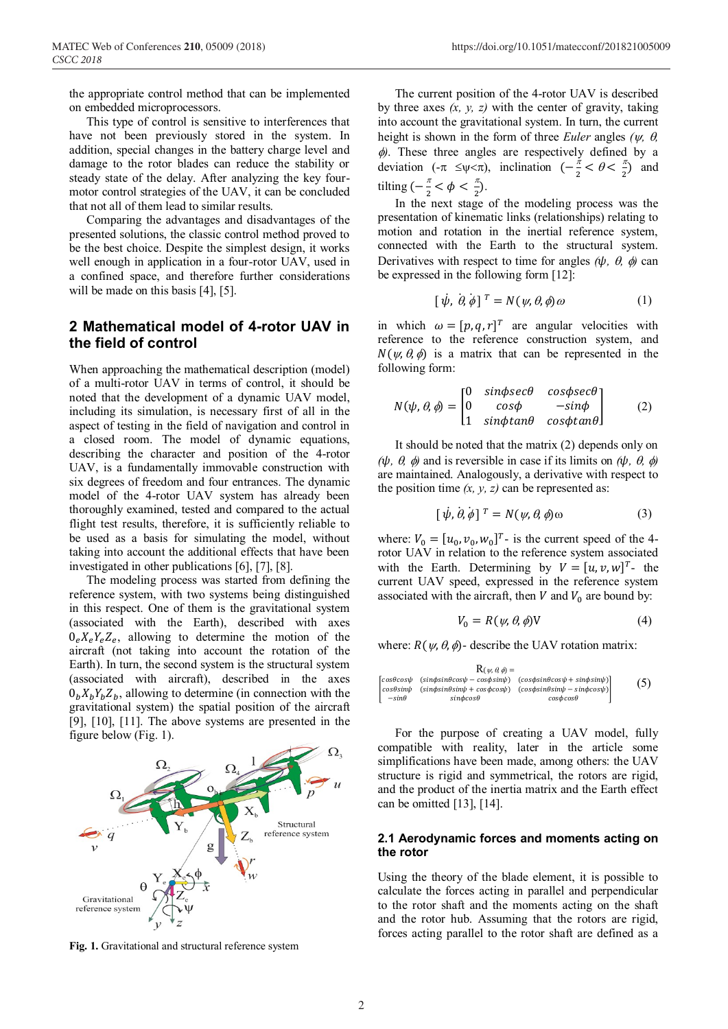the appropriate control method that can be implemented on embedded microprocessors.

This type of control is sensitive to interferences that have not been previously stored in the system. In addition, special changes in the battery charge level and damage to the rotor blades can reduce the stability or steady state of the delay. After analyzing the key four-motor control strategies of the UAV, it can be concluded that not all of them lead to similar results.

Comparing the advantages and disadvantages of the presented solutions, the classic control method proved to be the best choice. Despite the simplest design, it works well enough in application in a four-rotor UAV, used in a confined space, and therefore further considerations will be made on this basis [4], [5].

## 2 Mathematical model of 4-rotor UAV in the field of control

When approaching the mathematical description (model) of a multi-rotor UAV in terms of control, it should be noted that the development of a dynamic UAV model, including its simulation, is necessary first of all in the aspect of testing in the field of navigation and control in a closed room. The model of dynamic equations, describing the character and position of the 4-rotor UAV, is a fundamentally immovable construction with six degrees of freedom and four entrances. The dynamic model of the 4-rotor UAV system has already been thoroughly examined, tested and compared to the actual flight test results, therefore, it is sufficiently reliable to be used as a basis for simulating the model, without taking into account the additional effects that have been investigated in other publications [6], [7], [8].

The modeling process was started from defining the reference system, with two systems being distinguished in this respect. One of them is the gravitational system (associated with the Earth), described with axes $0_eX_eY_eZ_e$, allowing to determine the motion of the aircraft (not taking into account the rotation of the Earth). In turn, the second system is the structural system (associated with aircraft), described in the axes $0_bX_bY_bZ_b$, allowing to determine (in connection with the gravitational system) the spatial position of the aircraft [9], [10], [11]. The above systems are presented in the figure below (Fig. 1).

**Fig. 1.** Gravitational and structural reference system

The current position of the 4-rotor UAV is described by three axes *(x, y, z)* with the center of gravity, taking into account the gravitational system. In turn, the current height is shown in the form of three *Euler* angles $(\psi, \theta, \phi)$. These three angles are respectively defined by a deviation ($-\pi \leq \psi < \pi$), inclination ($-\frac{\pi}{2} < \theta < \frac{\pi}{2}$) and tilting ($-\frac{\pi}{2} < \phi < \frac{\pi}{2}$).

In the next stage of the modeling process was the presentation of kinematic links (relationships) relating to motion and rotation in the inertial reference system, connected with the Earth to the structural system. Derivatives with respect to time for angles $(\psi, \theta, \phi)$ can be expressed in the following form [12]:

$$[\dot{\psi}, \dot{\theta}, \dot{\phi}]^T = N(\psi, \theta, \phi)\,\omega \tag{1}$$

in which $\omega = [p, q, r]^T$ are angular velocities with reference to the reference construction system, and $N(\psi, \theta, \phi)$ is a matrix that can be represented in the following form:

$$N(\psi, \theta, \phi) = \begin{bmatrix} 0 & sin\phi sec\theta & cos\phi sec\theta \\ 0 & cos\phi & -sin\phi \\ 1 & sin\phi tan\theta & cos\phi tan\theta \end{bmatrix} \tag{2}$$

It should be noted that the matrix (2) depends only on $(\psi, \theta, \phi)$ and is reversible in case if its limits on $(\psi, \theta, \phi)$ are maintained. Analogously, a derivative with respect to the position time *(x, y, z)* can be represented as:

$$[\dot{\psi}, \dot{\theta}, \dot{\phi}]^T = N(\psi, \theta, \phi)\omega \tag{3}$$

where: $V_0 = [u_0, v_0, w_0]^T$ - is the current speed of the 4-rotor UAV in relation to the reference system associated with the Earth. Determining by $V = [u, v, w]^T$ - the current UAV speed, expressed in the reference system associated with the aircraft, then $V$ and $V_0$ are bound by:

$$V_0 = R(\psi, \theta, \phi)V \tag{4}$$

where: $R(\psi, \theta, \phi)$ - describe the UAV rotation matrix:

$$R(\psi, \theta, \phi) = \begin{bmatrix} cos\theta cos\psi & (sin\phi sin\theta cos\psi - cos\phi sin\psi) & (cos\phi sin\theta cos\psi + sin\phi sin\psi) \\ cos\theta sin\psi & (sin\phi sin\theta sin\psi + cos\phi cos\psi) & (cos\phi sin\theta sin\psi - sin\phi cos\psi) \\ -sin\theta & sin\phi cos\theta & cos\phi cos\theta \end{bmatrix} \tag{5}$$

For the purpose of creating a UAV model, fully compatible with reality, later in the article some simplifications have been made, among others: the UAV structure is rigid and symmetrical, the rotors are rigid, and the product of the inertia matrix and the Earth effect can be omitted [13], [14].

### 2.1 Aerodynamic forces and moments acting on the rotor

Using the theory of the blade element, it is possible to calculate the forces acting in parallel and perpendicular to the rotor shaft and the moments acting on the shaft and the rotor hub. Assuming that the rotors are rigid, forces acting parallel to the rotor shaft are defined as a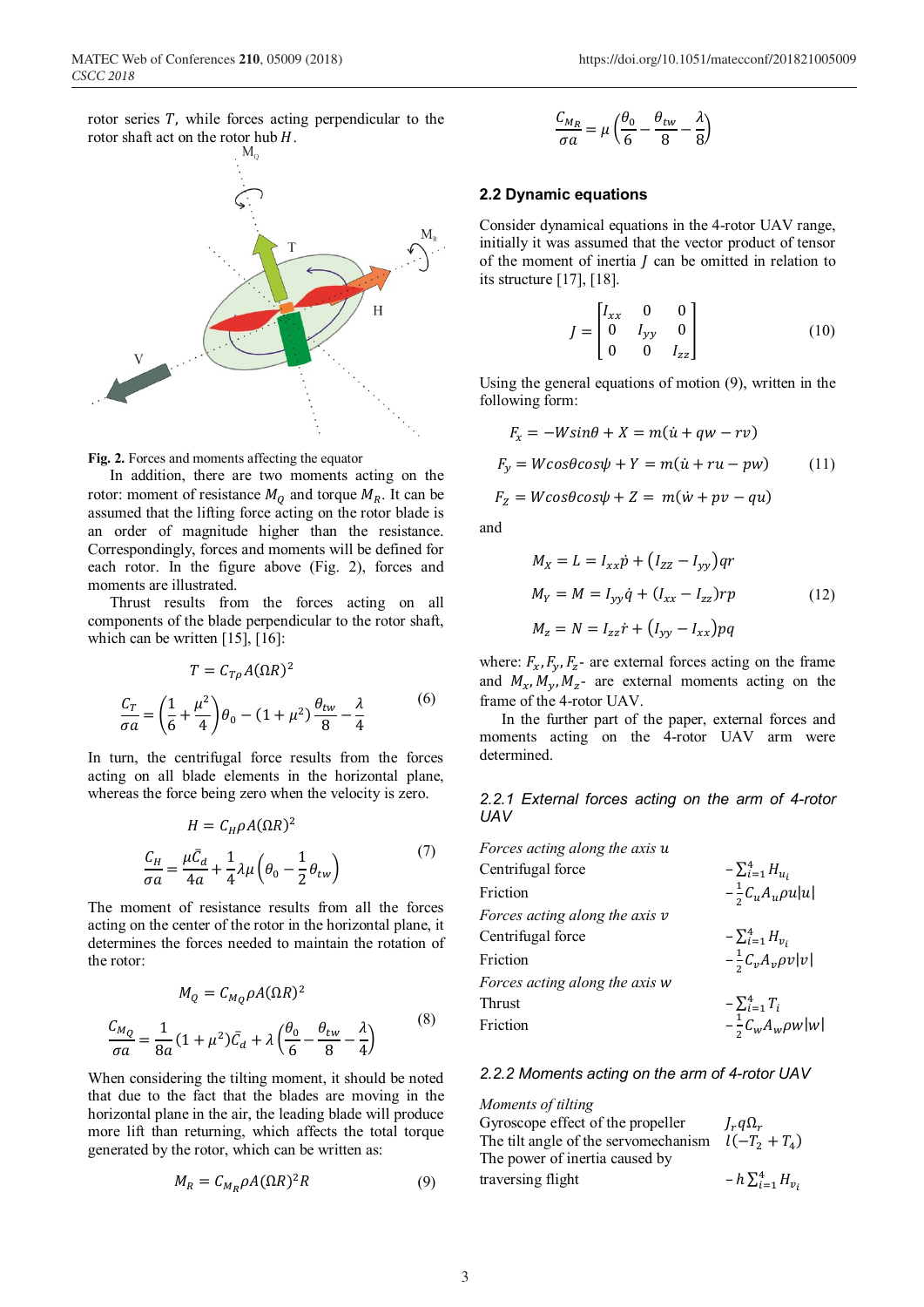rotor series $T$, while forces acting perpendicular to the rotor shaft act on the rotor hub $H$.

**Fig. 2.** Forces and moments affecting the equator

In addition, there are two moments acting on the rotor: moment of resistance $M_Q$ and torque $M_R$. It can be assumed that the lifting force acting on the rotor blade is an order of magnitude higher than the resistance. Correspondingly, forces and moments will be defined for each rotor. In the figure above (Fig. 2), forces and moments are illustrated.

Thrust results from the forces acting on all components of the blade perpendicular to the rotor shaft, which can be written [15], [16]:

$$T = C_{T\rho}A(\Omega R)^2$$

$$\frac{C_T}{\sigma a} = \left(\frac{1}{6} + \frac{\mu^2}{4}\right)\theta_0 - (1+\mu^2)\frac{\theta_{tw}}{8} - \frac{\lambda}{4} \tag{6}$$

In turn, the centrifugal force results from the forces acting on all blade elements in the horizontal plane, whereas the force being zero when the velocity is zero.

$$H = C_H\rho A(\Omega R)^2$$

$$\frac{C_H}{\sigma a} = \frac{\mu \bar{C}_d}{4a} + \frac{1}{4}\lambda\mu\left(\theta_0 - \frac{1}{2}\theta_{tw}\right) \tag{7}$$

The moment of resistance results from all the forces acting on the center of the rotor in the horizontal plane, it determines the forces needed to maintain the rotation of the rotor:

$$M_Q = C_{M_Q}\rho A(\Omega R)^2$$

$$\frac{C_{M_Q}}{\sigma a} = \frac{1}{8a}(1+\mu^2)\bar{C}_d + \lambda\left(\frac{\theta_0}{6} - \frac{\theta_{tw}}{8} - \frac{\lambda}{4}\right) \tag{8}$$

When considering the tilting moment, it should be noted that due to the fact that the blades are moving in the horizontal plane in the air, the leading blade will produce more lift than returning, which affects the total torque generated by the rotor, which can be written as:

$$M_R = C_{M_R}\rho A(\Omega R)^2 R \tag{9}$$

$$\frac{C_{M_R}}{\sigma a} = \mu\left(\frac{\theta_0}{6} - \frac{\theta_{tw}}{8} - \frac{\lambda}{8}\right)$$

## 2.2 Dynamic equations

Consider dynamical equations in the 4-rotor UAV range, initially it was assumed that the vector product of tensor of the moment of inertia $J$ can be omitted in relation to its structure [17], [18].

$$J = \begin{bmatrix} I_{xx} & 0 & 0 \\ 0 & I_{yy} & 0 \\ 0 & 0 & I_{zz} \end{bmatrix} \tag{10}$$

Using the general equations of motion (9), written in the following form:

$$\begin{aligned} F_x &= -Wsin\theta + X = m(\dot{u} + qw - rv) \\ F_y &= Wcos\theta cos\psi + Y = m(\dot{u} + ru - pw) \\ F_z &= Wcos\theta cos\psi + Z = m(\dot{w} + pv - qu) \end{aligned} \tag{11}$$

and

$$\begin{aligned} M_X &= L = I_{xx}\dot{p} + (I_{zz} - I_{yy})qr \\ M_Y &= M = I_{yy}\dot{q} + (I_{xx} - I_{zz})rp \\ M_z &= N = I_{zz}\dot{r} + (I_{yy} - I_{xx})pq \end{aligned} \tag{12}$$

where: $F_x, F_y, F_z$- are external forces acting on the frame and $M_x, M_y, M_z$- are external moments acting on the frame of the 4-rotor UAV.

In the further part of the paper, external forces and moments acting on the 4-rotor UAV arm were determined.

### 2.2.1 External forces acting on the arm of 4-rotor UAV

*Forces acting along the axis u*

| | |
|---|---|
| Centrifugal force | $-\sum_{i=1}^{4} H_{u_i}$ |
| Friction | $-\frac{1}{2}C_u A_u \rho u\lvert u\rvert$ |

*Forces acting along the axis v*

| | |
|---|---|
| Centrifugal force | $-\sum_{i=1}^{4} H_{v_i}$ |
| Friction | $-\frac{1}{2}C_v A_v \rho v\lvert v\rvert$ |

*Forces acting along the axis w*

| | |
|---|---|
| Thrust | $-\sum_{i=1}^{4} T_i$ |
| Friction | $-\frac{1}{2}C_w A_w \rho w\lvert w\rvert$ |

### 2.2.2 Moments acting on the arm of 4-rotor UAV

*Moments of tilting*

| | |
|---|---|
| Gyroscope effect of the propeller | $J_r q \Omega_r$ |
| The tilt angle of the servomechanism | $l(-T_2 + T_4)$ |
| The power of inertia caused by traversing flight | $-h\sum_{i=1}^{4} H_{v_i}$ |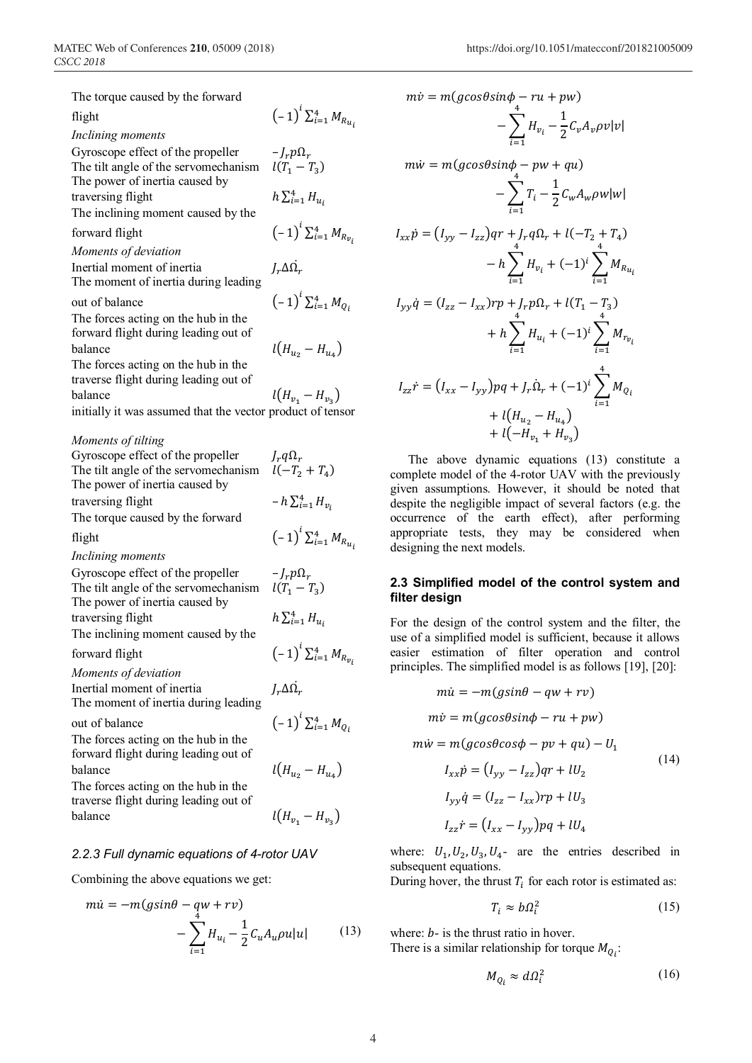The torque caused by the forward flight $\quad (-1)^i \sum_{i=1}^{4} M_{R_{u_i}}$

*Inclining moments*

Gyroscope effect of the propeller $\quad -J_r p \Omega_r$

The tilt angle of the servomechanism $\quad l(T_1 - T_3)$

The power of inertia caused by traversing flight $\quad h \sum_{i=1}^{4} H_{u_i}$

The inclining moment caused by the forward flight $\quad (-1)^i \sum_{i=1}^{4} M_{R_{v_i}}$

*Moments of deviation*

Inertial moment of inertia $\quad J_r \Delta \dot{\Omega}_r$

The moment of inertia during leading out of balance $\quad (-1)^i \sum_{i=1}^{4} M_{Q_i}$

The forces acting on the hub in the forward flight during leading out of balance $\quad l(H_{u_2} - H_{u_4})$

The forces acting on the hub in the traverse flight during leading out of balance $\quad l(H_{v_1} - H_{v_3})$

initially it was assumed that the vector product of tensor

*Moments of tilting*

Gyroscope effect of the propeller $\quad J_r q \Omega_r$

The tilt angle of the servomechanism $\quad l(-T_2 + T_4)$

The power of inertia caused by traversing flight $\quad -h \sum_{i=1}^{4} H_{v_i}$

The torque caused by the forward flight $\quad (-1)^i \sum_{i=1}^{4} M_{R_{u_i}}$

*Inclining moments*

Gyroscope effect of the propeller $\quad -J_r p \Omega_r$

The tilt angle of the servomechanism $\quad l(T_1 - T_3)$

The power of inertia caused by traversing flight $\quad h \sum_{i=1}^{4} H_{u_i}$

The inclining moment caused by the forward flight $\quad (-1)^i \sum_{i=1}^{4} M_{R_{v_i}}$

*Moments of deviation*

Inertial moment of inertia $\quad J_r \Delta \dot{\Omega}_r$

The moment of inertia during leading out of balance $\quad (-1)^i \sum_{i=1}^{4} M_{Q_i}$

The forces acting on the hub in the forward flight during leading out of balance $\quad l(H_{u_2} - H_{u_4})$

The forces acting on the hub in the traverse flight during leading out of balance $\quad l(H_{v_1} - H_{v_3})$

### 2.2.3 Full dynamic equations of 4-rotor UAV

Combining the above equations we get:

$$
\begin{aligned}
m\dot{u} &= -m(g\sin\theta - qw + rv) - \sum_{i=1}^{4} H_{u_i} - \frac{1}{2} C_u A_u \rho u|u| \\
m\dot{v} &= m(g\cos\theta\sin\phi - ru + pw) - \sum_{i=1}^{4} H_{v_i} - \frac{1}{2} C_v A_v \rho v|v| \\
m\dot{w} &= m(g\cos\theta\sin\phi - pw + qu) - \sum_{i=1}^{4} T_i - \frac{1}{2} C_w A_w \rho w|w| \\
I_{xx}\dot{p} &= (I_{yy} - I_{zz})qr + J_r q \Omega_r + l(-T_2 + T_4) - h \sum_{i=1}^{4} H_{v_i} + (-1)^i \sum_{i=1}^{4} M_{R_{u_i}} \\
I_{yy}\dot{q} &= (I_{zz} - I_{xx})rp + J_r p \Omega_r + l(T_1 - T_3) + h \sum_{i=1}^{4} H_{u_i} + (-1)^i \sum_{i=1}^{4} M_{r_{v_i}} \\
I_{zz}\dot{r} &= (I_{xx} - I_{yy})pq + J_r \dot{\Omega}_r + (-1)^i \sum_{i=1}^{4} M_{Q_i} + l(H_{u_2} - H_{u_4}) + l(-H_{v_1} + H_{v_3})
\end{aligned}
\tag{13}
$$

The above dynamic equations (13) constitute a complete model of the 4-rotor UAV with the previously given assumptions. However, it should be noted that despite the negligible impact of several factors (e.g. the occurrence of the earth effect), after performing appropriate tests, they may be considered when designing the next models.

## 2.3 Simplified model of the control system and filter design

For the design of the control system and the filter, the use of a simplified model is sufficient, because it allows easier estimation of filter operation and control principles. The simplified model is as follows [19], [20]:

$$
\begin{aligned}
m\dot{u} &= -m(g\sin\theta - qw + rv) \\
m\dot{v} &= m(g\cos\theta\sin\phi - ru + pw) \\
m\dot{w} &= m(g\cos\theta\cos\phi - pv + qu) - U_1 \\
I_{xx}\dot{p} &= (I_{yy} - I_{zz})qr + lU_2 \\
I_{yy}\dot{q} &= (I_{zz} - I_{xx})rp + lU_3 \\
I_{zz}\dot{r} &= (I_{xx} - I_{yy})pq + lU_4
\end{aligned}
\tag{14}
$$

where: $U_1, U_2, U_3, U_4$ - are the entries described in subsequent equations.

During hover, the thrust $T_i$ for each rotor is estimated as:

$$
T_i \approx b\Omega_i^2 \tag{15}
$$

where: $b$ - is the thrust ratio in hover.

There is a similar relationship for torque $M_{Q_i}$:

$$
M_{Q_i} \approx d\Omega_i^2 \tag{16}
$$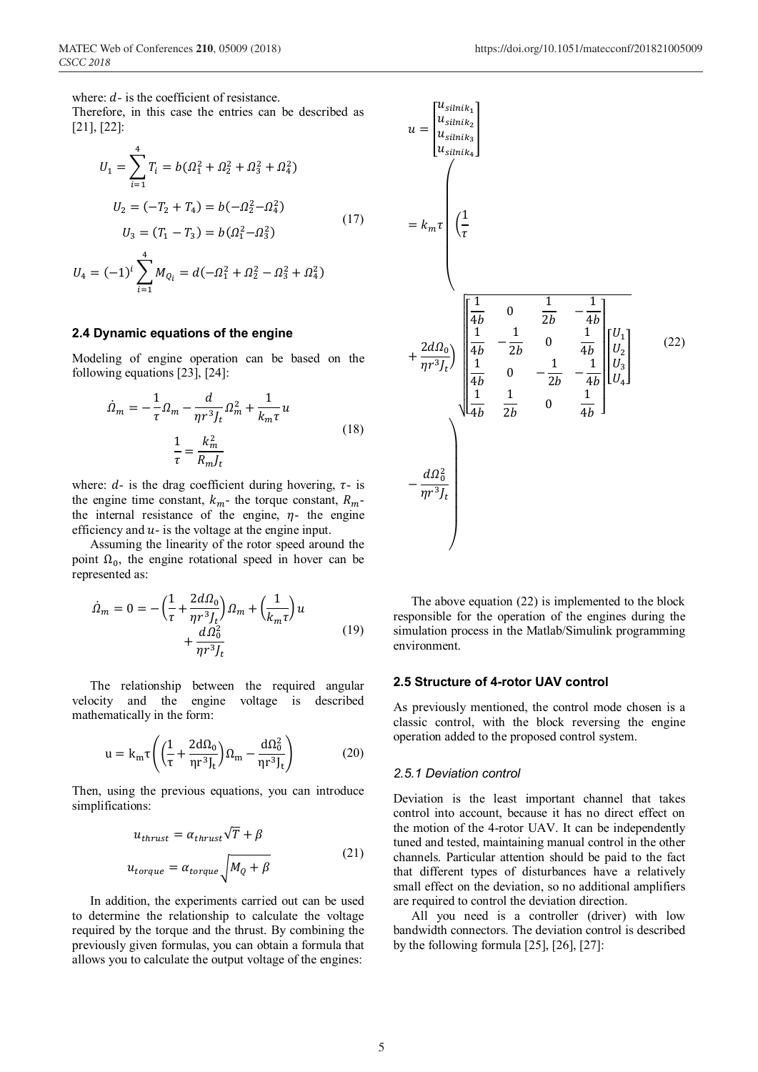where: $d$- is the coefficient of resistance.
Therefore, in this case the entries can be described as [21], [22]:

$$
\begin{gathered}
U_1 = \sum_{i=1}^{4} T_i = b(\Omega_1^2 + \Omega_2^2 + \Omega_3^2 + \Omega_4^2) \\
U_2 = (-T_2 + T_4) = b(-\Omega_2^2 - \Omega_4^2) \\
U_3 = (T_1 - T_3) = b(\Omega_1^2 - \Omega_3^2) \\
U_4 = (-1)^i \sum_{i=1}^{4} M_{Q_i} = d(-\Omega_1^2 + \Omega_2^2 - \Omega_3^2 + \Omega_4^2)
\end{gathered}
\tag{17}
$$

### 2.4 Dynamic equations of the engine

Modeling of engine operation can be based on the following equations [23], [24]:

$$
\begin{gathered}
\dot{\Omega}_m = -\frac{1}{\tau}\Omega_m - \frac{d}{\eta r^3 J_t}\Omega_m^2 + \frac{1}{k_m \tau} u \\
\frac{1}{\tau} = \frac{k_m^2}{R_m J_t}
\end{gathered}
\tag{18}
$$

where: $d$- is the drag coefficient during hovering, $\tau$- is the engine time constant, $k_m$- the torque constant, $R_m$- the internal resistance of the engine, $\eta$- the engine efficiency and $u$- is the voltage at the engine input.

Assuming the linearity of the rotor speed around the point $\Omega_0$, the engine rotational speed in hover can be represented as:

$$
\dot{\Omega}_m = 0 = -\left(\frac{1}{\tau} + \frac{2d\Omega_0}{\eta r^3 J_t}\right)\Omega_m + \left(\frac{1}{k_m \tau}\right)u + \frac{d\Omega_0^2}{\eta r^3 J_t}
\tag{19}
$$

The relationship between the required angular velocity and the engine voltage is described mathematically in the form:

$$
u = k_m \tau \left( \left(\frac{1}{\tau} + \frac{2d\Omega_0}{\eta r^3 J_t}\right)\Omega_m - \frac{d\Omega_0^2}{\eta r^3 J_t} \right)
\tag{20}
$$

Then, using the previous equations, you can introduce simplifications:

$$
\begin{gathered}
u_{thrust} = \alpha_{thrust}\sqrt{T} + \beta \\
u_{torque} = \alpha_{torque}\sqrt{M_Q + \beta}
\end{gathered}
\tag{21}
$$

In addition, the experiments carried out can be used to determine the relationship to calculate the voltage required by the torque and the thrust. By combining the previously given formulas, you can obtain a formula that allows you to calculate the output voltage of the engines:

$$
u = \begin{bmatrix} u_{silnik_1} \\ u_{silnik_2} \\ u_{silnik_3} \\ u_{silnik_4} \end{bmatrix}
= k_m \tau \left( \left(\frac{1}{\tau} + \frac{2d\Omega_0}{\eta r^3 J_t}\right) \sqrt{\begin{bmatrix} \frac{1}{4b} & 0 & \frac{1}{2b} & -\frac{1}{4b} \\ \frac{1}{4b} & -\frac{1}{2b} & 0 & \frac{1}{4b} \\ \frac{1}{4b} & 0 & -\frac{1}{2b} & -\frac{1}{4b} \\ \frac{1}{4b} & \frac{1}{2b} & 0 & \frac{1}{4b} \end{bmatrix} \begin{bmatrix} U_1 \\ U_2 \\ U_3 \\ U_4 \end{bmatrix}} - \frac{d\Omega_0^2}{\eta r^3 J_t} \right)
\tag{22}
$$

The above equation (22) is implemented to the block responsible for the operation of the engines during the simulation process in the Matlab/Simulink programming environment.

### 2.5 Structure of 4-rotor UAV control

As previously mentioned, the control mode chosen is a classic control, with the block reversing the engine operation added to the proposed control system.

#### *2.5.1 Deviation control*

Deviation is the least important channel that takes control into account, because it has no direct effect on the motion of the 4-rotor UAV. It can be independently tuned and tested, maintaining manual control in the other channels. Particular attention should be paid to the fact that different types of disturbances have a relatively small effect on the deviation, so no additional amplifiers are required to control the deviation direction.

All you need is a controller (driver) with low bandwidth connectors. The deviation control is described by the following formula [25], [26], [27]: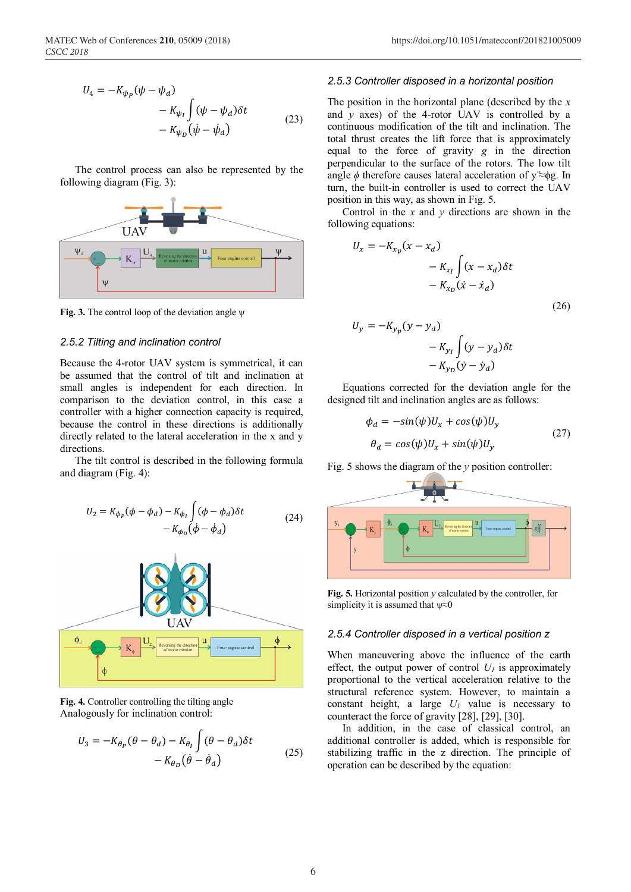$$U_4 = -K_{\psi_P}(\psi - \psi_d) - K_{\psi_I}\int(\psi - \psi_d)\delta t - K_{\psi_D}(\dot{\psi} - \dot{\psi}_d) \tag{23}$$

The control process can also be represented by the following diagram (Fig. 3):

**Fig. 3.** The control loop of the deviation angle ψ

### 2.5.2 Tilting and inclination control

Because the 4-rotor UAV system is symmetrical, it can be assumed that the control of tilt and inclination at small angles is independent for each direction. In comparison to the deviation control, in this case a controller with a higher connection capacity is required, because the control in these directions is additionally directly related to the lateral acceleration in the x and y directions.

The tilt control is described in the following formula and diagram (Fig. 4):

$$U_2 = K_{\phi_P}(\phi - \phi_d) - K_{\phi_I}\int(\phi - \phi_d)\delta t - K_{\phi_D}(\dot{\phi} - \dot{\phi}_d) \tag{24}$$

**Fig. 4.** Controller controlling the tilting angle

Analogously for inclination control:

$$U_3 = -K_{\theta_P}(\theta - \theta_d) - K_{\theta_I}\int(\theta - \theta_d)\delta t - K_{\theta_D}(\dot{\theta} - \dot{\theta}_d) \tag{25}$$

### 2.5.3 Controller disposed in a horizontal position

The position in the horizontal plane (described by the $x$ and $y$ axes) of the 4-rotor UAV is controlled by a continuous modification of the tilt and inclination. The total thrust creates the lift force that is approximately equal to the force of gravity $g$ in the direction perpendicular to the surface of the rotors. The low tilt angle $\phi$ therefore causes lateral acceleration of $\ddot{y} \approx \phi g$. In turn, the built-in controller is used to correct the UAV position in this way, as shown in Fig. 5.

Control in the $x$ and $y$ directions are shown in the following equations:

$$U_x = -K_{x_P}(x - x_d) - K_{x_I}\int(x - x_d)\delta t - K_{x_D}(\dot{x} - \dot{x}_d)$$

$$U_y = -K_{y_P}(y - y_d) - K_{y_I}\int(y - y_d)\delta t - K_{y_D}(\dot{y} - \dot{y}_d) \tag{26}$$

Equations corrected for the deviation angle for the designed tilt and inclination angles are as follows:

$$\phi_d = -\sin(\psi)U_x + \cos(\psi)U_y$$
$$\theta_d = \cos(\psi)U_x + \sin(\psi)U_y \tag{27}$$

Fig. 5 shows the diagram of the $y$ position controller:

**Fig. 5.** Horizontal position $y$ calculated by the controller, for simplicity it is assumed that $\psi \approx 0$

### 2.5.4 Controller disposed in a vertical position z

When maneuvering above the influence of the earth effect, the output power of control $U_1$ is approximately proportional to the vertical acceleration relative to the structural reference system. However, to maintain a constant height, a large $U_1$ value is necessary to counteract the force of gravity [28], [29], [30].

In addition, in the case of classical control, an additional controller is added, which is responsible for stabilizing traffic in the z direction. The principle of operation can be described by the equation: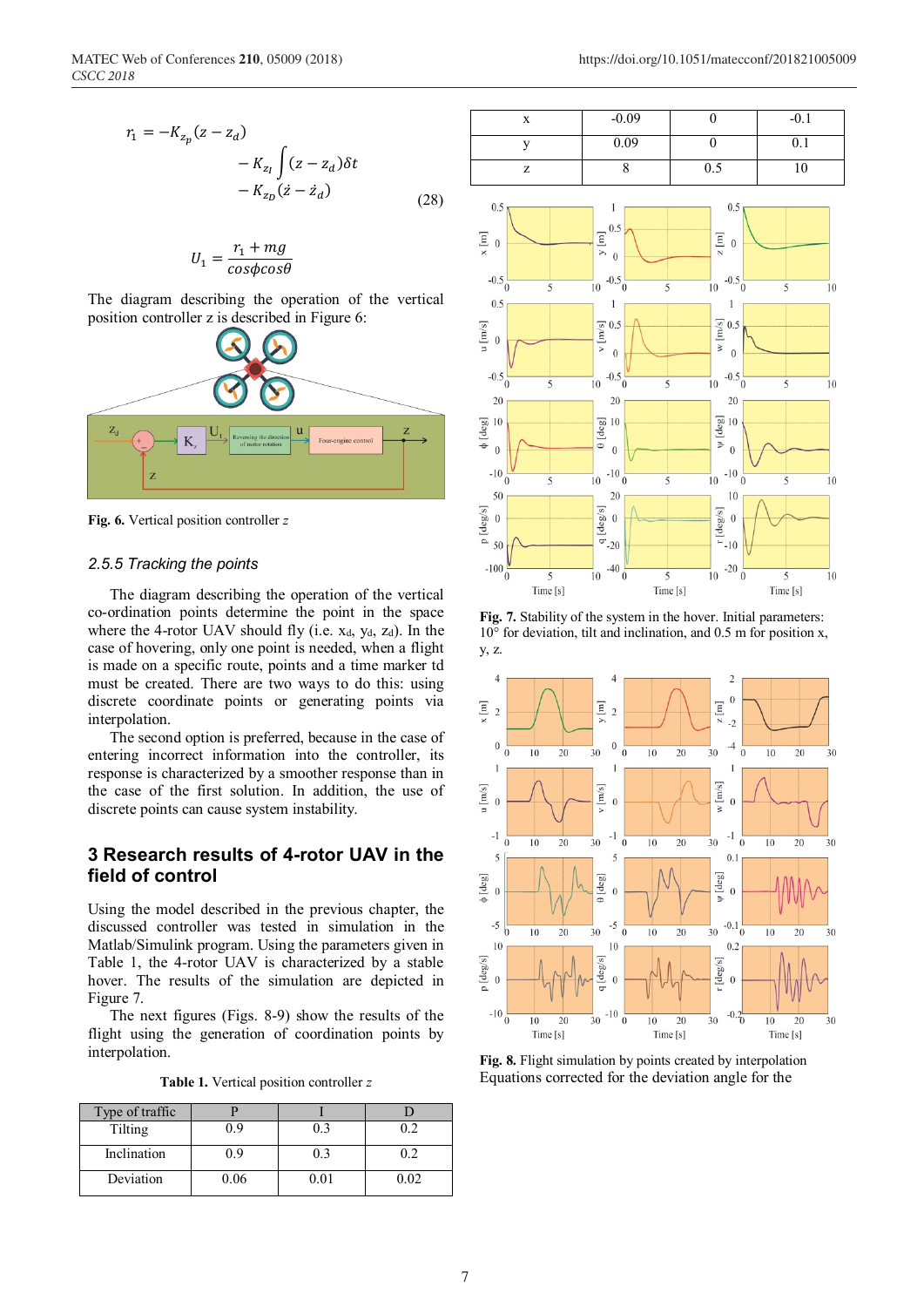$$r_1 = -K_{z_P}(z - z_d) - K_{z_I}\int(z - z_d)\delta t - K_{z_D}(\dot{z} - \dot{z}_d) \tag{28}$$

$$U_1 = \frac{r_1 + mg}{cos\phi cos\theta}$$

The diagram describing the operation of the vertical position controller z is described in Figure 6:

**Fig. 6.** Vertical position controller *z*

### 2.5.5 Tracking the points

The diagram describing the operation of the vertical co-ordination points determine the point in the space where the 4-rotor UAV should fly (i.e. $x_d$, $y_d$, $z_d$). In the case of hovering, only one point is needed, when a flight is made on a specific route, points and a time marker td must be created. There are two ways to do this: using discrete coordinate points or generating points via interpolation.

The second option is preferred, because in the case of entering incorrect information into the controller, its response is characterized by a smoother response than in the case of the first solution. In addition, the use of discrete points can cause system instability.

## 3 Research results of 4-rotor UAV in the field of control

Using the model described in the previous chapter, the discussed controller was tested in simulation in the Matlab/Simulink program. Using the parameters given in Table 1, the 4-rotor UAV is characterized by a stable hover. The results of the simulation are depicted in Figure 7.

The next figures (Figs. 8-9) show the results of the flight using the generation of coordination points by interpolation.

**Table 1.** Vertical position controller *z*

| Type of traffic | P | I | D |
|---|---|---|---|
| Tilting | 0.9 | 0.3 | 0.2 |
| Inclination | 0.9 | 0.3 | 0.2 |
| Deviation | 0.06 | 0.01 | 0.02 |
| x | -0.09 | 0 | -0.1 |
| y | 0.09 | 0 | 0.1 |
| z | 8 | 0.5 | 10 |

**Fig. 7.** Stability of the system in the hover. Initial parameters: 10° for deviation, tilt and inclination, and 0.5 m for position x, y, z.

**Fig. 8.** Flight simulation by points created by interpolation

Equations corrected for the deviation angle for the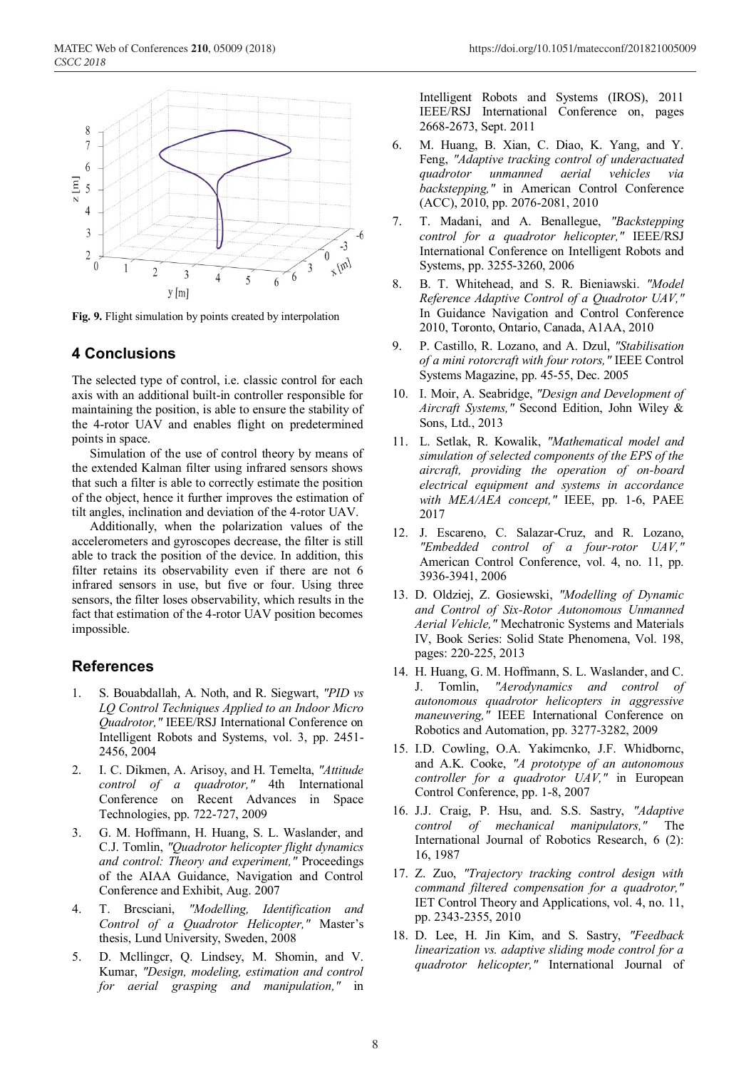Fig. 9. Flight simulation by points created by interpolation

## 4 Conclusions

The selected type of control, i.e. classic control for each axis with an additional built-in controller responsible for maintaining the position, is able to ensure the stability of the 4-rotor UAV and enables flight on predetermined points in space.

Simulation of the use of control theory by means of the extended Kalman filter using infrared sensors shows that such a filter is able to correctly estimate the position of the object, hence it further improves the estimation of tilt angles, inclination and deviation of the 4-rotor UAV.

Additionally, when the polarization values of the accelerometers and gyroscopes decrease, the filter is still able to track the position of the device. In addition, this filter retains its observability even if there are not 6 infrared sensors in use, but five or four. Using three sensors, the filter loses observability, which results in the fact that estimation of the 4-rotor UAV position becomes impossible.

## References

1. S. Bouabdallah, A. Noth, and R. Siegwart, *"PID vs LQ Control Techniques Applied to an Indoor Micro Quadrotor,"* IEEE/RSJ International Conference on Intelligent Robots and Systems, vol. 3, pp. 2451-2456, 2004
2. I. C. Dikmen, A. Arisoy, and H. Temelta, *"Attitude control of a quadrotor,"* 4th International Conference on Recent Advances in Space Technologies, pp. 722-727, 2009
3. G. M. Hoffmann, H. Huang, S. L. Waslander, and C.J. Tomlin, *"Quadrotor helicopter flight dynamics and control: Theory and experiment,"* Proceedings of the AIAA Guidance, Navigation and Control Conference and Exhibit, Aug. 2007
4. T. Brcsciani, *"Modelling, Identification and Control of a Quadrotor Helicopter,"* Master's thesis, Lund University, Sweden, 2008
5. D. Mcllingcr, Q. Lindsey, M. Shomin, and V. Kumar, *"Design, modeling, estimation and control for aerial grasping and manipulation,"* in Intelligent Robots and Systems (IROS), 2011 IEEE/RSJ International Conference on, pages 2668-2673, Sept. 2011
6. M. Huang, B. Xian, C. Diao, K. Yang, and Y. Feng, *"Adaptive tracking control of underactuated quadrotor unmanned aerial vehicles via backstepping,"* in American Control Conference (ACC), 2010, pp. 2076-2081, 2010
7. T. Madani, and A. Benallegue, *"Backstepping control for a quadrotor helicopter,"* IEEE/RSJ International Conference on Intelligent Robots and Systems, pp. 3255-3260, 2006
8. B. T. Whitehead, and S. R. Bieniawski. *"Model Reference Adaptive Control of a Quadrotor UAV,"* In Guidance Navigation and Control Conference 2010, Toronto, Ontario, Canada, A1AA, 2010
9. P. Castillo, R. Lozano, and A. Dzul, *"Stabilisation of a mini rotorcraft with four rotors,"* IEEE Control Systems Magazine, pp. 45-55, Dec. 2005
10. I. Moir, A. Seabridge, *"Design and Development of Aircraft Systems,"* Second Edition, John Wiley & Sons, Ltd., 2013
11. L. Setlak, R. Kowalik, *"Mathematical model and simulation of selected components of the EPS of the aircraft, providing the operation of on-board electrical equipment and systems in accordance with MEA/AEA concept,"* IEEE, pp. 1-6, PAEE 2017
12. J. Escareno, C. Salazar-Cruz, and R. Lozano, *"Embedded control of a four-rotor UAV,"* American Control Conference, vol. 4, no. 11, pp. 3936-3941, 2006
13. D. Oldziej, Z. Gosiewski, *"Modelling of Dynamic and Control of Six-Rotor Autonomous Unmanned Aerial Vehicle,"* Mechatronic Systems and Materials IV, Book Series: Solid State Phenomena, Vol. 198, pages: 220-225, 2013
14. H. Huang, G. M. Hoffmann, S. L. Waslander, and C. J. Tomlin, *"Aerodynamics and control of autonomous quadrotor helicopters in aggressive maneuvering,"* IEEE International Conference on Robotics and Automation, pp. 3277-3282, 2009
15. I.D. Cowling, O.A. Yakimcnko, J.F. Whidbornc, and A.K. Cooke, *"A prototype of an autonomous controller for a quadrotor UAV,"* in European Control Conference, pp. 1-8, 2007
16. J.J. Craig, P. Hsu, and. S.S. Sastry, *"Adaptive control of mechanical manipulators,"* The International Journal of Robotics Research, 6 (2): 16, 1987
17. Z. Zuo, *"Trajectory tracking control design with command filtered compensation for a quadrotor,"* IET Control Theory and Applications, vol. 4, no. 11, pp. 2343-2355, 2010
18. D. Lee, H. Jin Kim, and S. Sastry, *"Feedback linearization vs. adaptive sliding mode control for a quadrotor helicopter,"* International Journal of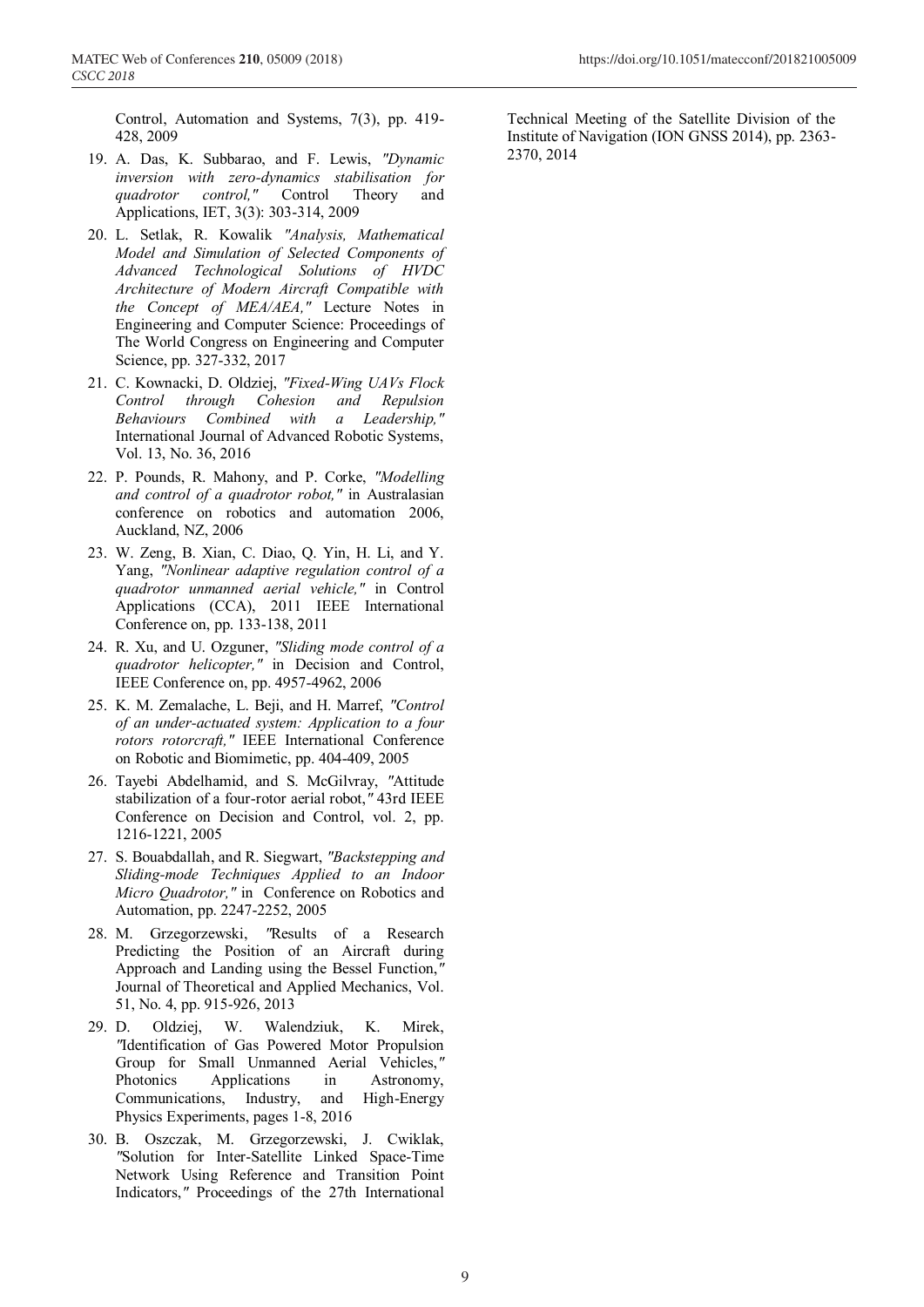Control, Automation and Systems, 7(3), pp. 419-428, 2009

19. A. Das, K. Subbarao, and F. Lewis, *"Dynamic inversion with zero-dynamics stabilisation for quadrotor control,"* Control Theory and Applications, IET, 3(3): 303-314, 2009
20. L. Setlak, R. Kowalik *"Analysis, Mathematical Model and Simulation of Selected Components of Advanced Technological Solutions of HVDC Architecture of Modern Aircraft Compatible with the Concept of MEA/AEA,"* Lecture Notes in Engineering and Computer Science: Proceedings of The World Congress on Engineering and Computer Science, pp. 327-332, 2017
21. C. Kownacki, D. Oldziej, *"Fixed-Wing UAVs Flock Control through Cohesion and Repulsion Behaviours Combined with a Leadership,"* International Journal of Advanced Robotic Systems, Vol. 13, No. 36, 2016
22. P. Pounds, R. Mahony, and P. Corke, *"Modelling and control of a quadrotor robot,"* in Australasian conference on robotics and automation 2006, Auckland, NZ, 2006
23. W. Zeng, B. Xian, C. Diao, Q. Yin, H. Li, and Y. Yang, *"Nonlinear adaptive regulation control of a quadrotor unmanned aerial vehicle,"* in Control Applications (CCA), 2011 IEEE International Conference on, pp. 133-138, 2011
24. R. Xu, and U. Ozguner, *"Sliding mode control of a quadrotor helicopter,"* in Decision and Control, IEEE Conference on, pp. 4957-4962, 2006
25. K. M. Zemalache, L. Beji, and H. Marref, *"Control of an under-actuated system: Application to a four rotors rotorcraft,"* IEEE International Conference on Robotic and Biomimetic, pp. 404-409, 2005
26. Tayebi Abdelhamid, and S. McGilvray, *"*Attitude stabilization of a four-rotor aerial robot,*"* 43rd IEEE Conference on Decision and Control, vol. 2, pp. 1216-1221, 2005
27. S. Bouabdallah, and R. Siegwart, *"Backstepping and Sliding-mode Techniques Applied to an Indoor Micro Quadrotor,"* in Conference on Robotics and Automation, pp. 2247-2252, 2005
28. M. Grzegorzewski, *"*Results of a Research Predicting the Position of an Aircraft during Approach and Landing using the Bessel Function,*"* Journal of Theoretical and Applied Mechanics, Vol. 51, No. 4, pp. 915-926, 2013
29. D. Oldziej, W. Walendziuk, K. Mirek, *"*Identification of Gas Powered Motor Propulsion Group for Small Unmanned Aerial Vehicles,*"* Photonics Applications in Astronomy, Communications, Industry, and High-Energy Physics Experiments, pages 1-8, 2016
30. B. Oszczak, M. Grzegorzewski, J. Cwiklak, *"*Solution for Inter-Satellite Linked Space-Time Network Using Reference and Transition Point Indicators,*"* Proceedings of the 27th International Technical Meeting of the Satellite Division of the Institute of Navigation (ION GNSS 2014), pp. 2363-2370, 2014